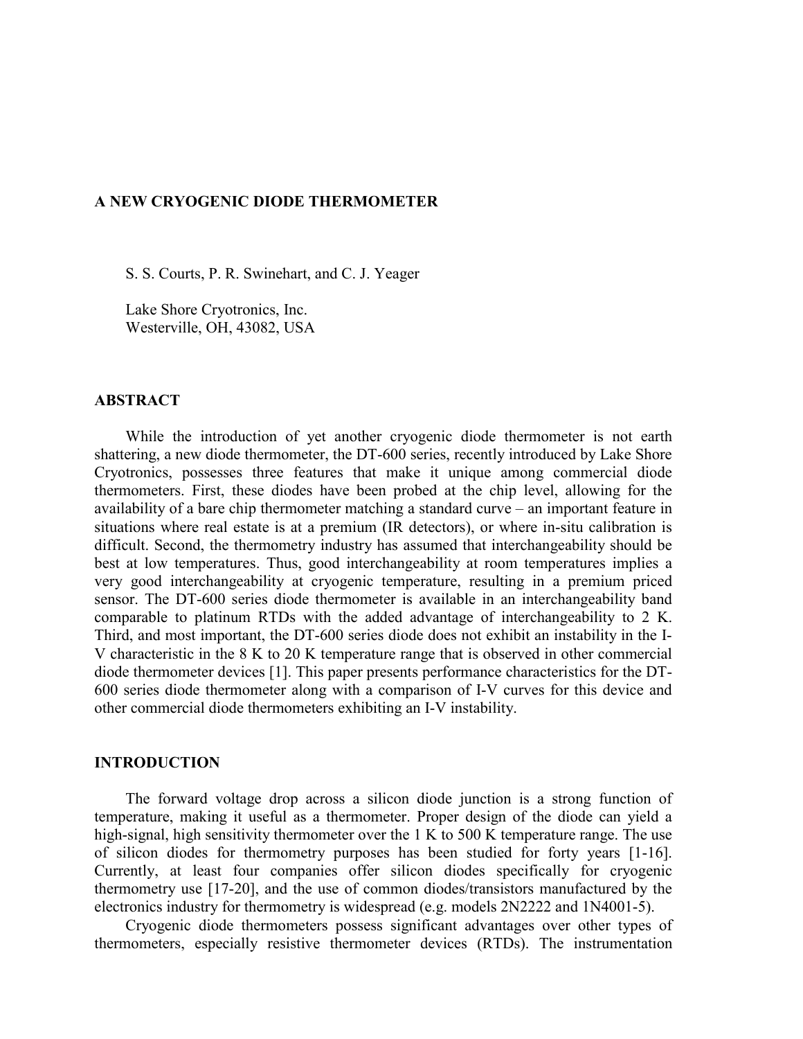# A NEW CRYOGENIC DIODE THERMOMETER

S. S. Courts, P. R. Swinehart, and C. J. Yeager

Lake Shore Cryotronics, Inc.
Westerville, OH, 43082, USA

## ABSTRACT

While the introduction of yet another cryogenic diode thermometer is not earth shattering, a new diode thermometer, the DT-600 series, recently introduced by Lake Shore Cryotronics, possesses three features that make it unique among commercial diode thermometers. First, these diodes have been probed at the chip level, allowing for the availability of a bare chip thermometer matching a standard curve – an important feature in situations where real estate is at a premium (IR detectors), or where in-situ calibration is difficult. Second, the thermometry industry has assumed that interchangeability should be best at low temperatures. Thus, good interchangeability at room temperatures implies a very good interchangeability at cryogenic temperature, resulting in a premium priced sensor. The DT-600 series diode thermometer is available in an interchangeability band comparable to platinum RTDs with the added advantage of interchangeability to 2 K. Third, and most important, the DT-600 series diode does not exhibit an instability in the I-V characteristic in the 8 K to 20 K temperature range that is observed in other commercial diode thermometer devices [1]. This paper presents performance characteristics for the DT-600 series diode thermometer along with a comparison of I-V curves for this device and other commercial diode thermometers exhibiting an I-V instability.

## INTRODUCTION

The forward voltage drop across a silicon diode junction is a strong function of temperature, making it useful as a thermometer. Proper design of the diode can yield a high-signal, high sensitivity thermometer over the 1 K to 500 K temperature range. The use of silicon diodes for thermometry purposes has been studied for forty years [1-16]. Currently, at least four companies offer silicon diodes specifically for cryogenic thermometry use [17-20], and the use of common diodes/transistors manufactured by the electronics industry for thermometry is widespread (e.g. models 2N2222 and 1N4001-5).

Cryogenic diode thermometers possess significant advantages over other types of thermometers, especially resistive thermometer devices (RTDs). The instrumentation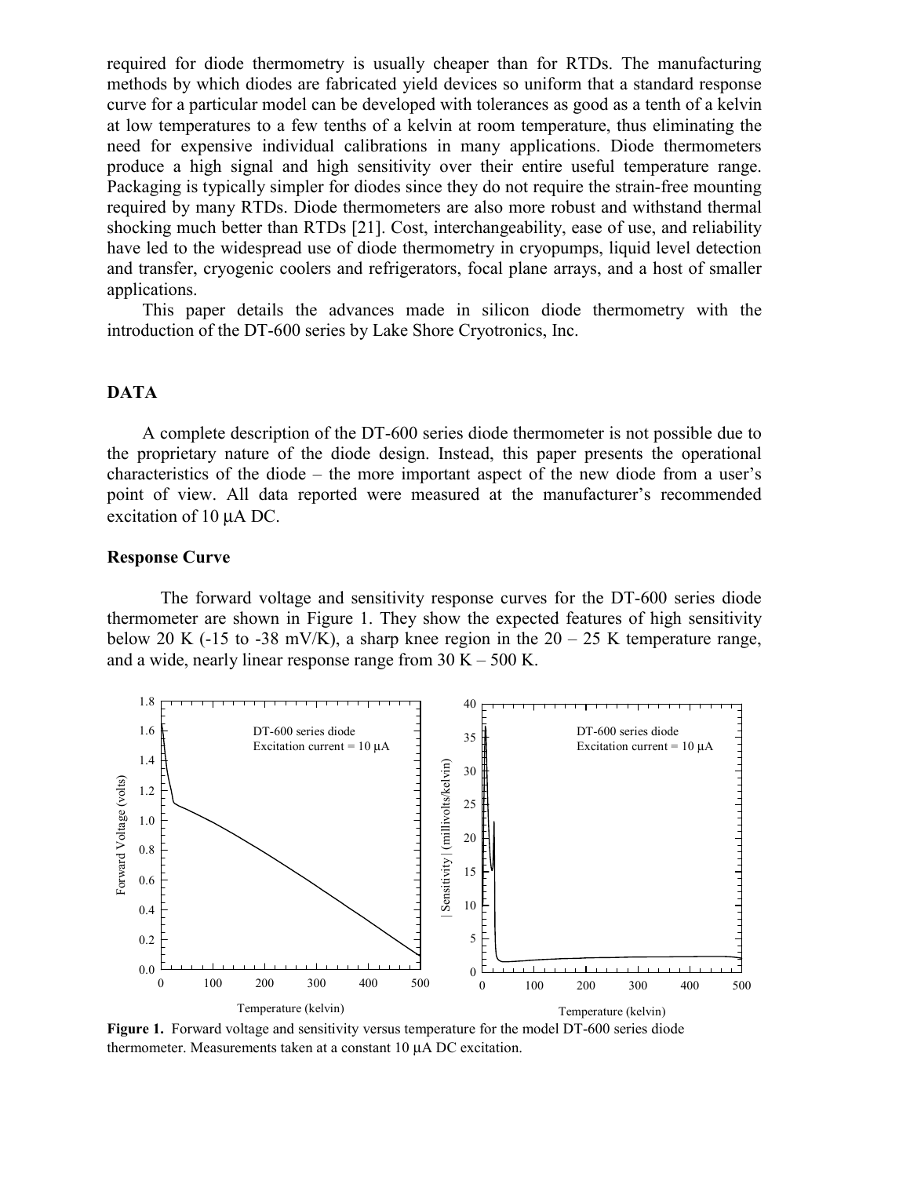required for diode thermometry is usually cheaper than for RTDs. The manufacturing methods by which diodes are fabricated yield devices so uniform that a standard response curve for a particular model can be developed with tolerances as good as a tenth of a kelvin at low temperatures to a few tenths of a kelvin at room temperature, thus eliminating the need for expensive individual calibrations in many applications. Diode thermometers produce a high signal and high sensitivity over their entire useful temperature range. Packaging is typically simpler for diodes since they do not require the strain-free mounting required by many RTDs. Diode thermometers are also more robust and withstand thermal shocking much better than RTDs [21]. Cost, interchangeability, ease of use, and reliability have led to the widespread use of diode thermometry in cryopumps, liquid level detection and transfer, cryogenic coolers and refrigerators, focal plane arrays, and a host of smaller applications.

This paper details the advances made in silicon diode thermometry with the introduction of the DT-600 series by Lake Shore Cryotronics, Inc.

## DATA

A complete description of the DT-600 series diode thermometer is not possible due to the proprietary nature of the diode design. Instead, this paper presents the operational characteristics of the diode – the more important aspect of the new diode from a user's point of view. All data reported were measured at the manufacturer's recommended excitation of 10 μA DC.

### Response Curve

The forward voltage and sensitivity response curves for the DT-600 series diode thermometer are shown in Figure 1. They show the expected features of high sensitivity below 20 K (-15 to -38 mV/K), a sharp knee region in the 20 – 25 K temperature range, and a wide, nearly linear response range from 30 K – 500 K.

**Figure 1.** Forward voltage and sensitivity versus temperature for the model DT-600 series diode thermometer. Measurements taken at a constant 10 μA DC excitation.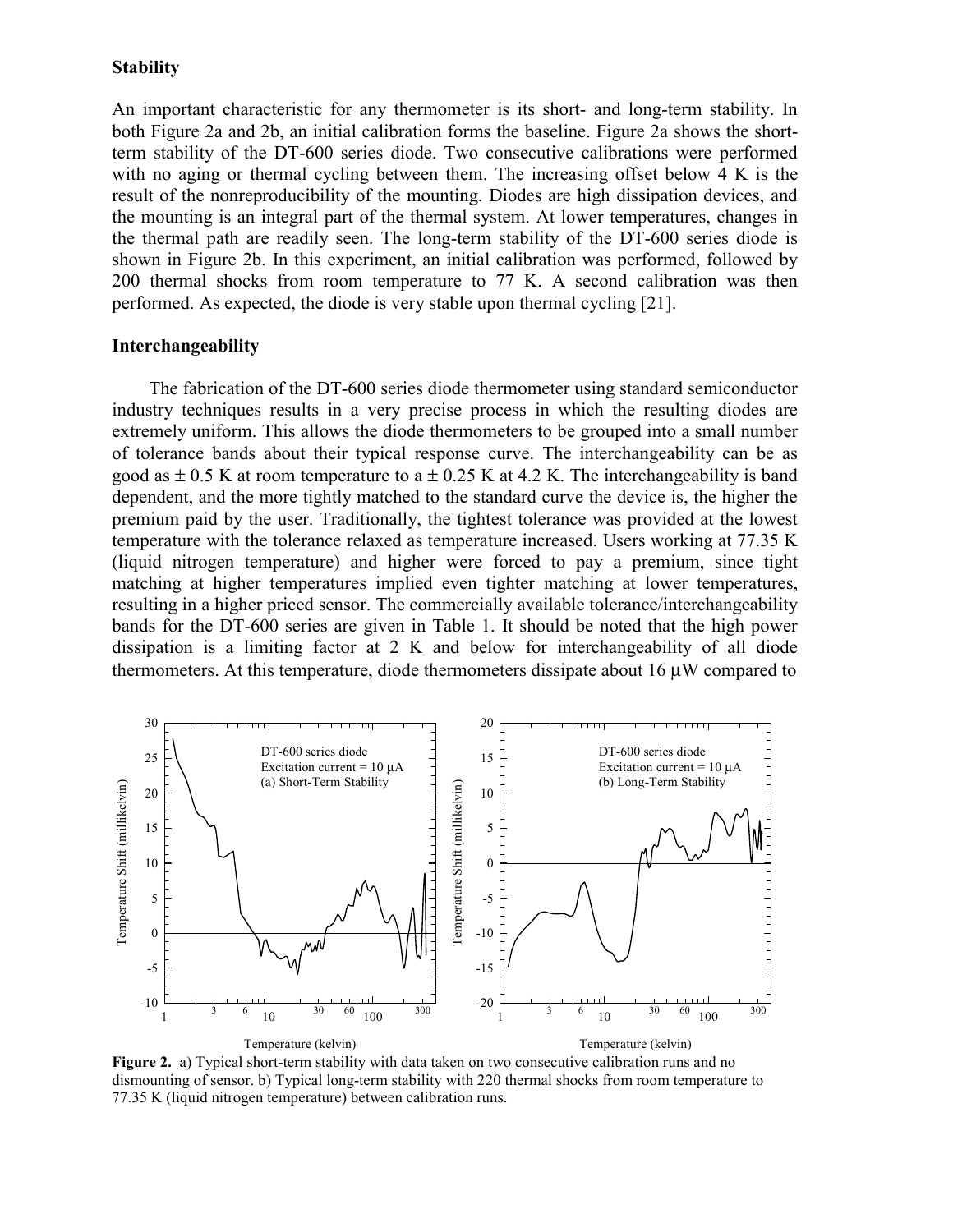**Stability**

An important characteristic for any thermometer is its short- and long-term stability. In both Figure 2a and 2b, an initial calibration forms the baseline. Figure 2a shows the short-term stability of the DT-600 series diode. Two consecutive calibrations were performed with no aging or thermal cycling between them. The increasing offset below 4 K is the result of the nonreproducibility of the mounting. Diodes are high dissipation devices, and the mounting is an integral part of the thermal system. At lower temperatures, changes in the thermal path are readily seen. The long-term stability of the DT-600 series diode is shown in Figure 2b. In this experiment, an initial calibration was performed, followed by 200 thermal shocks from room temperature to 77 K. A second calibration was then performed. As expected, the diode is very stable upon thermal cycling [21].

**Interchangeability**

The fabrication of the DT-600 series diode thermometer using standard semiconductor industry techniques results in a very precise process in which the resulting diodes are extremely uniform. This allows the diode thermometers to be grouped into a small number of tolerance bands about their typical response curve. The interchangeability can be as good as ± 0.5 K at room temperature to a ± 0.25 K at 4.2 K. The interchangeability is band dependent, and the more tightly matched to the standard curve the device is, the higher the premium paid by the user. Traditionally, the tightest tolerance was provided at the lowest temperature with the tolerance relaxed as temperature increased. Users working at 77.35 K (liquid nitrogen temperature) and higher were forced to pay a premium, since tight matching at higher temperatures implied even tighter matching at lower temperatures, resulting in a higher priced sensor. The commercially available tolerance/interchangeability bands for the DT-600 series are given in Table 1. It should be noted that the high power dissipation is a limiting factor at 2 K and below for interchangeability of all diode thermometers. At this temperature, diode thermometers dissipate about 16 μW compared to

**Figure 2.** a) Typical short-term stability with data taken on two consecutive calibration runs and no dismounting of sensor. b) Typical long-term stability with 220 thermal shocks from room temperature to 77.35 K (liquid nitrogen temperature) between calibration runs.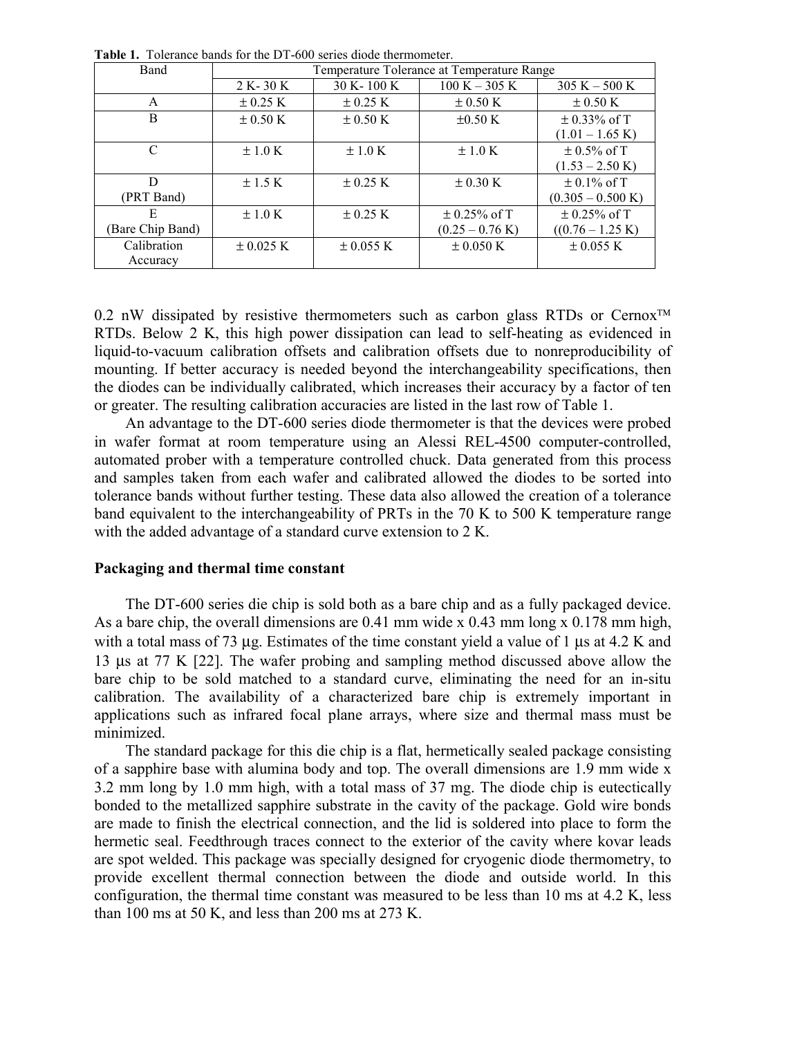**Table 1.** Tolerance bands for the DT-600 series diode thermometer.

| Band | Temperature Tolerance at Temperature Range | | | |
|---|---|---|---|---|
| | 2 K- 30 K | 30 K- 100 K | 100 K – 305 K | 305 K – 500 K |
| A | ± 0.25 K | ± 0.25 K | ± 0.50 K | ± 0.50 K |
| B | ± 0.50 K | ± 0.50 K | ±0.50 K | ± 0.33% of T (1.01 – 1.65 K) |
| C | ± 1.0 K | ± 1.0 K | ± 1.0 K | ± 0.5% of T (1.53 – 2.50 K) |
| D (PRT Band) | ± 1.5 K | ± 0.25 K | ± 0.30 K | ± 0.1% of T (0.305 – 0.500 K) |
| E (Bare Chip Band) | ± 1.0 K | ± 0.25 K | ± 0.25% of T (0.25 – 0.76 K) | ± 0.25% of T ((0.76 – 1.25 K) |
| Calibration Accuracy | ± 0.025 K | ± 0.055 K | ± 0.050 K | ± 0.055 K |

0.2 nW dissipated by resistive thermometers such as carbon glass RTDs or Cernox™ RTDs. Below 2 K, this high power dissipation can lead to self-heating as evidenced in liquid-to-vacuum calibration offsets and calibration offsets due to nonreproducibility of mounting. If better accuracy is needed beyond the interchangeability specifications, then the diodes can be individually calibrated, which increases their accuracy by a factor of ten or greater. The resulting calibration accuracies are listed in the last row of Table 1.

An advantage to the DT-600 series diode thermometer is that the devices were probed in wafer format at room temperature using an Alessi REL-4500 computer-controlled, automated prober with a temperature controlled chuck. Data generated from this process and samples taken from each wafer and calibrated allowed the diodes to be sorted into tolerance bands without further testing. These data also allowed the creation of a tolerance band equivalent to the interchangeability of PRTs in the 70 K to 500 K temperature range with the added advantage of a standard curve extension to 2 K.

**Packaging and thermal time constant**

The DT-600 series die chip is sold both as a bare chip and as a fully packaged device. As a bare chip, the overall dimensions are 0.41 mm wide x 0.43 mm long x 0.178 mm high, with a total mass of 73 μg. Estimates of the time constant yield a value of 1 μs at 4.2 K and 13 μs at 77 K [22]. The wafer probing and sampling method discussed above allow the bare chip to be sold matched to a standard curve, eliminating the need for an in-situ calibration. The availability of a characterized bare chip is extremely important in applications such as infrared focal plane arrays, where size and thermal mass must be minimized.

The standard package for this die chip is a flat, hermetically sealed package consisting of a sapphire base with alumina body and top. The overall dimensions are 1.9 mm wide x 3.2 mm long by 1.0 mm high, with a total mass of 37 mg. The diode chip is eutectically bonded to the metallized sapphire substrate in the cavity of the package. Gold wire bonds are made to finish the electrical connection, and the lid is soldered into place to form the hermetic seal. Feedthrough traces connect to the exterior of the cavity where kovar leads are spot welded. This package was specially designed for cryogenic diode thermometry, to provide excellent thermal connection between the diode and outside world. In this configuration, the thermal time constant was measured to be less than 10 ms at 4.2 K, less than 100 ms at 50 K, and less than 200 ms at 273 K.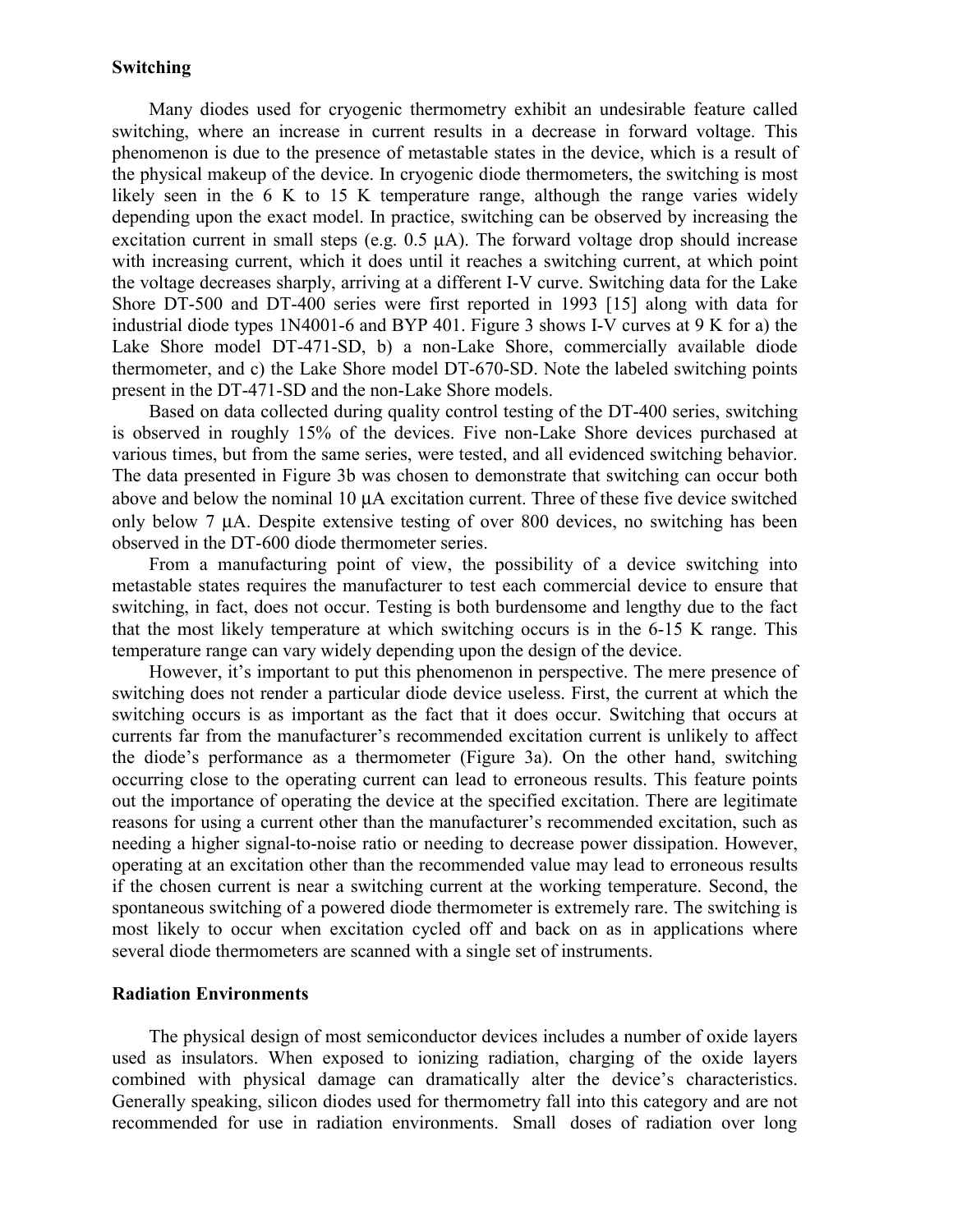## Switching

Many diodes used for cryogenic thermometry exhibit an undesirable feature called switching, where an increase in current results in a decrease in forward voltage. This phenomenon is due to the presence of metastable states in the device, which is a result of the physical makeup of the device. In cryogenic diode thermometers, the switching is most likely seen in the 6 K to 15 K temperature range, although the range varies widely depending upon the exact model. In practice, switching can be observed by increasing the excitation current in small steps (e.g. 0.5 µA). The forward voltage drop should increase with increasing current, which it does until it reaches a switching current, at which point the voltage decreases sharply, arriving at a different I-V curve. Switching data for the Lake Shore DT-500 and DT-400 series were first reported in 1993 [15] along with data for industrial diode types 1N4001-6 and BYP 401. Figure 3 shows I-V curves at 9 K for a) the Lake Shore model DT-471-SD, b) a non-Lake Shore, commercially available diode thermometer, and c) the Lake Shore model DT-670-SD. Note the labeled switching points present in the DT-471-SD and the non-Lake Shore models.

Based on data collected during quality control testing of the DT-400 series, switching is observed in roughly 15% of the devices. Five non-Lake Shore devices purchased at various times, but from the same series, were tested, and all evidenced switching behavior. The data presented in Figure 3b was chosen to demonstrate that switching can occur both above and below the nominal 10 µA excitation current. Three of these five device switched only below 7 µA. Despite extensive testing of over 800 devices, no switching has been observed in the DT-600 diode thermometer series.

From a manufacturing point of view, the possibility of a device switching into metastable states requires the manufacturer to test each commercial device to ensure that switching, in fact, does not occur. Testing is both burdensome and lengthy due to the fact that the most likely temperature at which switching occurs is in the 6-15 K range. This temperature range can vary widely depending upon the design of the device.

However, it's important to put this phenomenon in perspective. The mere presence of switching does not render a particular diode device useless. First, the current at which the switching occurs is as important as the fact that it does occur. Switching that occurs at currents far from the manufacturer's recommended excitation current is unlikely to affect the diode's performance as a thermometer (Figure 3a). On the other hand, switching occurring close to the operating current can lead to erroneous results. This feature points out the importance of operating the device at the specified excitation. There are legitimate reasons for using a current other than the manufacturer's recommended excitation, such as needing a higher signal-to-noise ratio or needing to decrease power dissipation. However, operating at an excitation other than the recommended value may lead to erroneous results if the chosen current is near a switching current at the working temperature. Second, the spontaneous switching of a powered diode thermometer is extremely rare. The switching is most likely to occur when excitation cycled off and back on as in applications where several diode thermometers are scanned with a single set of instruments.

## Radiation Environments

The physical design of most semiconductor devices includes a number of oxide layers used as insulators. When exposed to ionizing radiation, charging of the oxide layers combined with physical damage can dramatically alter the device's characteristics. Generally speaking, silicon diodes used for thermometry fall into this category and are not recommended for use in radiation environments. Small doses of radiation over long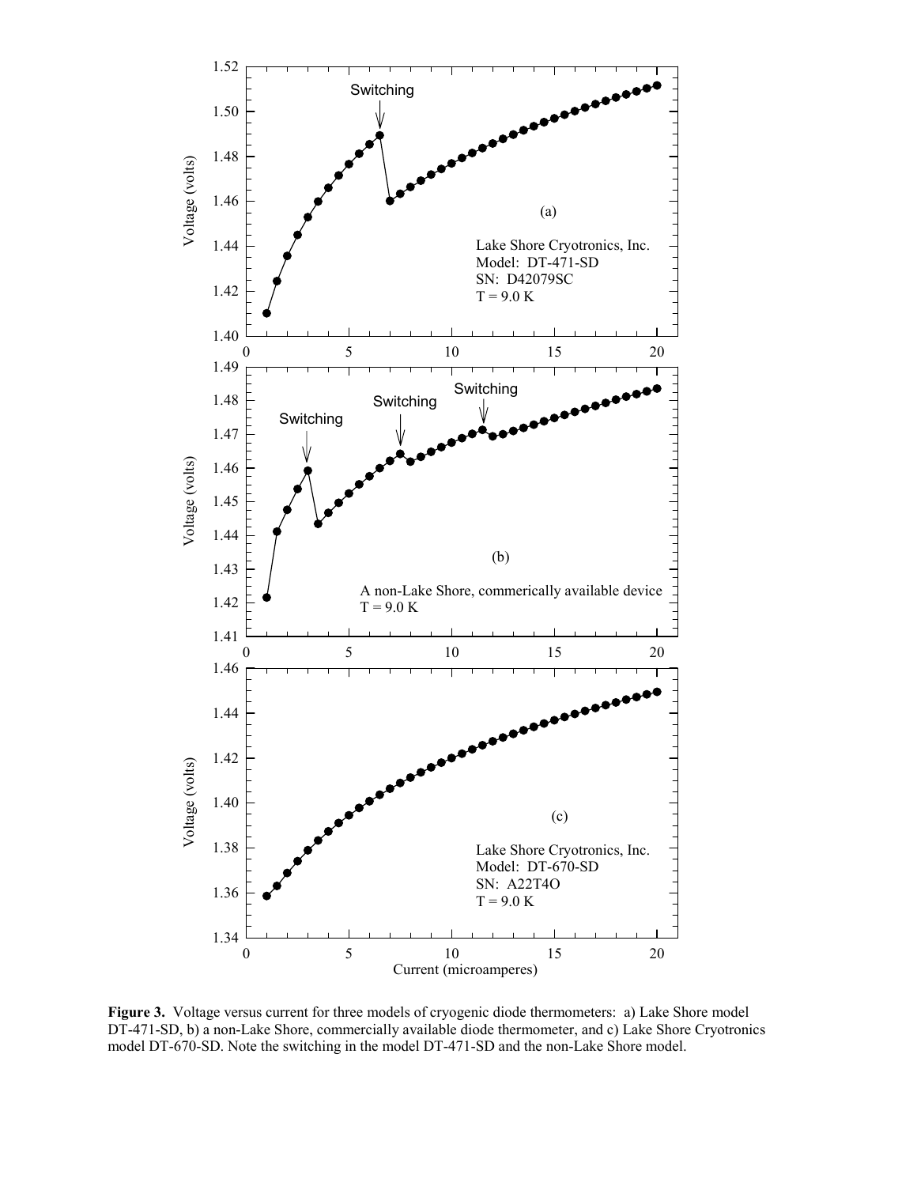**Figure 3.** Voltage versus current for three models of cryogenic diode thermometers: a) Lake Shore model DT-471-SD, b) a non-Lake Shore, commercially available diode thermometer, and c) Lake Shore Cryotronics model DT-670-SD. Note the switching in the model DT-471-SD and the non-Lake Shore model.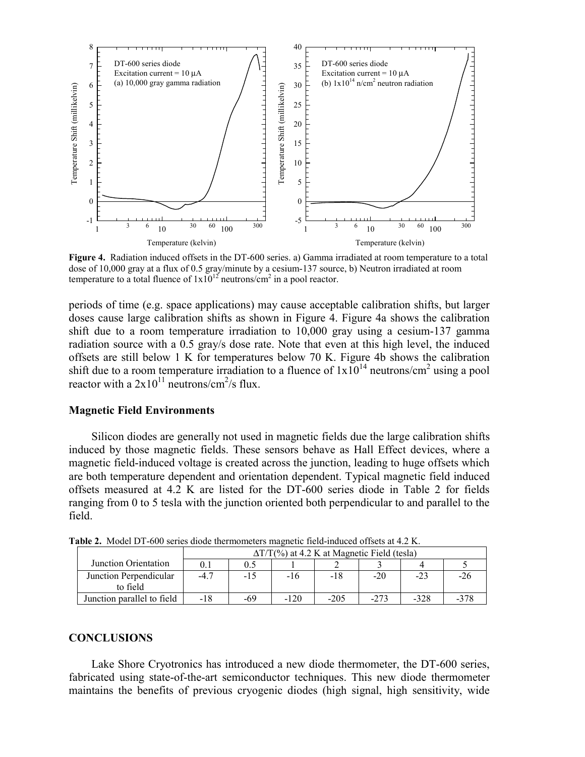**Figure 4.** Radiation induced offsets in the DT-600 series. a) Gamma irradiated at room temperature to a total dose of 10,000 gray at a flux of 0.5 gray/minute by a cesium-137 source, b) Neutron irradiated at room temperature to a total fluence of $1 \times 10^{12}$ neutrons/cm$^2$ in a pool reactor.

periods of time (e.g. space applications) may cause acceptable calibration shifts, but larger doses cause large calibration shifts as shown in Figure 4. Figure 4a shows the calibration shift due to a room temperature irradiation to 10,000 gray using a cesium-137 gamma radiation source with a 0.5 gray/s dose rate. Note that even at this high level, the induced offsets are still below 1 K for temperatures below 70 K. Figure 4b shows the calibration shift due to a room temperature irradiation to a fluence of $1 \times 10^{14}$ neutrons/cm$^2$ using a pool reactor with a $2 \times 10^{11}$ neutrons/cm$^2$/s flux.

### Magnetic Field Environments

Silicon diodes are generally not used in magnetic fields due the large calibration shifts induced by those magnetic fields. These sensors behave as Hall Effect devices, where a magnetic field-induced voltage is created across the junction, leading to huge offsets which are both temperature dependent and orientation dependent. Typical magnetic field induced offsets measured at 4.2 K are listed for the DT-600 series diode in Table 2 for fields ranging from 0 to 5 tesla with the junction oriented both perpendicular to and parallel to the field.

**Table 2.** Model DT-600 series diode thermometers magnetic field-induced offsets at 4.2 K.

| | $\Delta T/T$(%) at 4.2 K at Magnetic Field (tesla) | | | | | | |
|---|---|---|---|---|---|---|---|
| Junction Orientation | 0.1 | 0.5 | 1 | 2 | 3 | 4 | 5 |
| Junction Perpendicular to field | -4.7 | -15 | -16 | -18 | -20 | -23 | -26 |
| Junction parallel to field | -18 | -69 | -120 | -205 | -273 | -328 | -378 |

## CONCLUSIONS

Lake Shore Cryotronics has introduced a new diode thermometer, the DT-600 series, fabricated using state-of-the-art semiconductor techniques. This new diode thermometer maintains the benefits of previous cryogenic diodes (high signal, high sensitivity, wide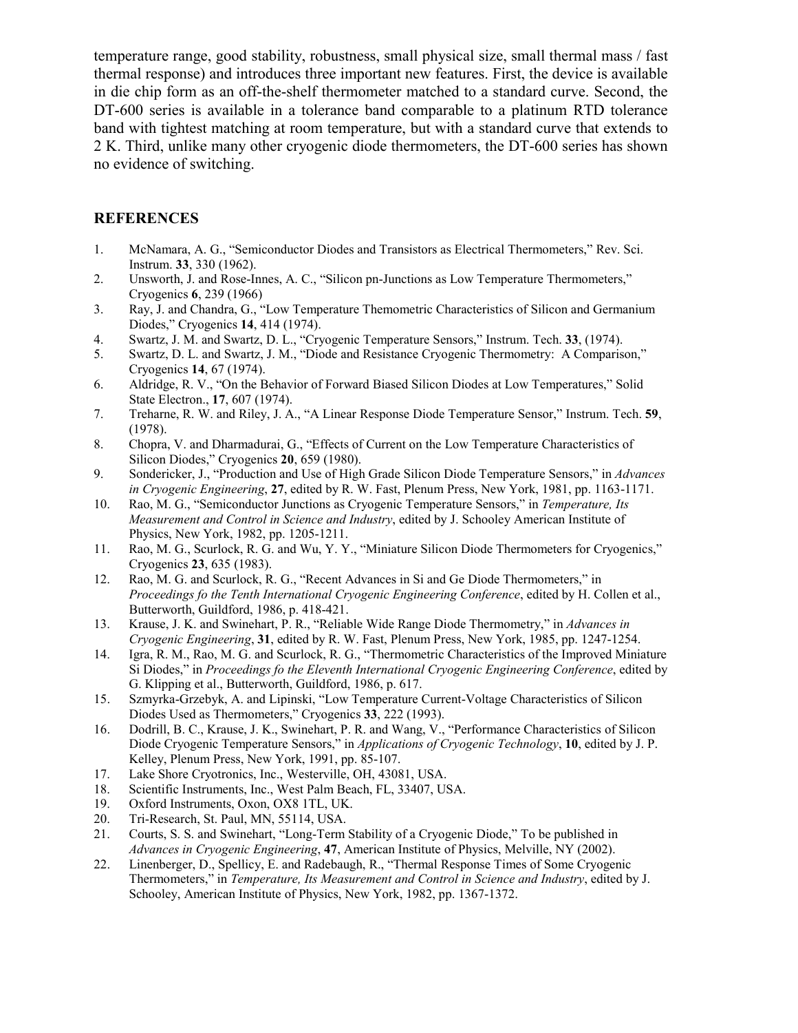temperature range, good stability, robustness, small physical size, small thermal mass / fast thermal response) and introduces three important new features. First, the device is available in die chip form as an off-the-shelf thermometer matched to a standard curve. Second, the DT-600 series is available in a tolerance band comparable to a platinum RTD tolerance band with tightest matching at room temperature, but with a standard curve that extends to 2 K. Third, unlike many other cryogenic diode thermometers, the DT-600 series has shown no evidence of switching.

## REFERENCES

1. McNamara, A. G., "Semiconductor Diodes and Transistors as Electrical Thermometers," Rev. Sci. Instrum. **33**, 330 (1962).
2. Unsworth, J. and Rose-Innes, A. C., "Silicon pn-Junctions as Low Temperature Thermometers," Cryogenics **6**, 239 (1966)
3. Ray, J. and Chandra, G., "Low Temperature Themometric Characteristics of Silicon and Germanium Diodes," Cryogenics **14**, 414 (1974).
4. Swartz, J. M. and Swartz, D. L., "Cryogenic Temperature Sensors," Instrum. Tech. **33**, (1974).
5. Swartz, D. L. and Swartz, J. M., "Diode and Resistance Cryogenic Thermometry: A Comparison," Cryogenics **14**, 67 (1974).
6. Aldridge, R. V., "On the Behavior of Forward Biased Silicon Diodes at Low Temperatures," Solid State Electron., **17**, 607 (1974).
7. Treharne, R. W. and Riley, J. A., "A Linear Response Diode Temperature Sensor," Instrum. Tech. **59**, (1978).
8. Chopra, V. and Dharmadurai, G., "Effects of Current on the Low Temperature Characteristics of Silicon Diodes," Cryogenics **20**, 659 (1980).
9. Sondericker, J., "Production and Use of High Grade Silicon Diode Temperature Sensors," in *Advances in Cryogenic Engineering*, **27**, edited by R. W. Fast, Plenum Press, New York, 1981, pp. 1163-1171.
10. Rao, M. G., "Semiconductor Junctions as Cryogenic Temperature Sensors," in *Temperature, Its Measurement and Control in Science and Industry*, edited by J. Schooley American Institute of Physics, New York, 1982, pp. 1205-1211.
11. Rao, M. G., Scurlock, R. G. and Wu, Y. Y., "Miniature Silicon Diode Thermometers for Cryogenics," Cryogenics **23**, 635 (1983).
12. Rao, M. G. and Scurlock, R. G., "Recent Advances in Si and Ge Diode Thermometers," in *Proceedings fo the Tenth International Cryogenic Engineering Conference*, edited by H. Collen et al., Butterworth, Guildford, 1986, p. 418-421.
13. Krause, J. K. and Swinehart, P. R., "Reliable Wide Range Diode Thermometry," in *Advances in Cryogenic Engineering*, **31**, edited by R. W. Fast, Plenum Press, New York, 1985, pp. 1247-1254.
14. Igra, R. M., Rao, M. G. and Scurlock, R. G., "Thermometric Characteristics of the Improved Miniature Si Diodes," in *Proceedings fo the Eleventh International Cryogenic Engineering Conference*, edited by G. Klipping et al., Butterworth, Guildford, 1986, p. 617.
15. Szmyrka-Grzebyk, A. and Lipinski, "Low Temperature Current-Voltage Characteristics of Silicon Diodes Used as Thermometers," Cryogenics **33**, 222 (1993).
16. Dodrill, B. C., Krause, J. K., Swinehart, P. R. and Wang, V., "Performance Characteristics of Silicon Diode Cryogenic Temperature Sensors," in *Applications of Cryogenic Technology*, **10**, edited by J. P. Kelley, Plenum Press, New York, 1991, pp. 85-107.
17. Lake Shore Cryotronics, Inc., Westerville, OH, 43081, USA.
18. Scientific Instruments, Inc., West Palm Beach, FL, 33407, USA.
19. Oxford Instruments, Oxon, OX8 1TL, UK.
20. Tri-Research, St. Paul, MN, 55114, USA.
21. Courts, S. S. and Swinehart, "Long-Term Stability of a Cryogenic Diode," To be published in *Advances in Cryogenic Engineering*, **47**, American Institute of Physics, Melville, NY (2002).
22. Linenberger, D., Spellicy, E. and Radebaugh, R., "Thermal Response Times of Some Cryogenic Thermometers," in *Temperature, Its Measurement and Control in Science and Industry*, edited by J. Schooley, American Institute of Physics, New York, 1982, pp. 1367-1372.